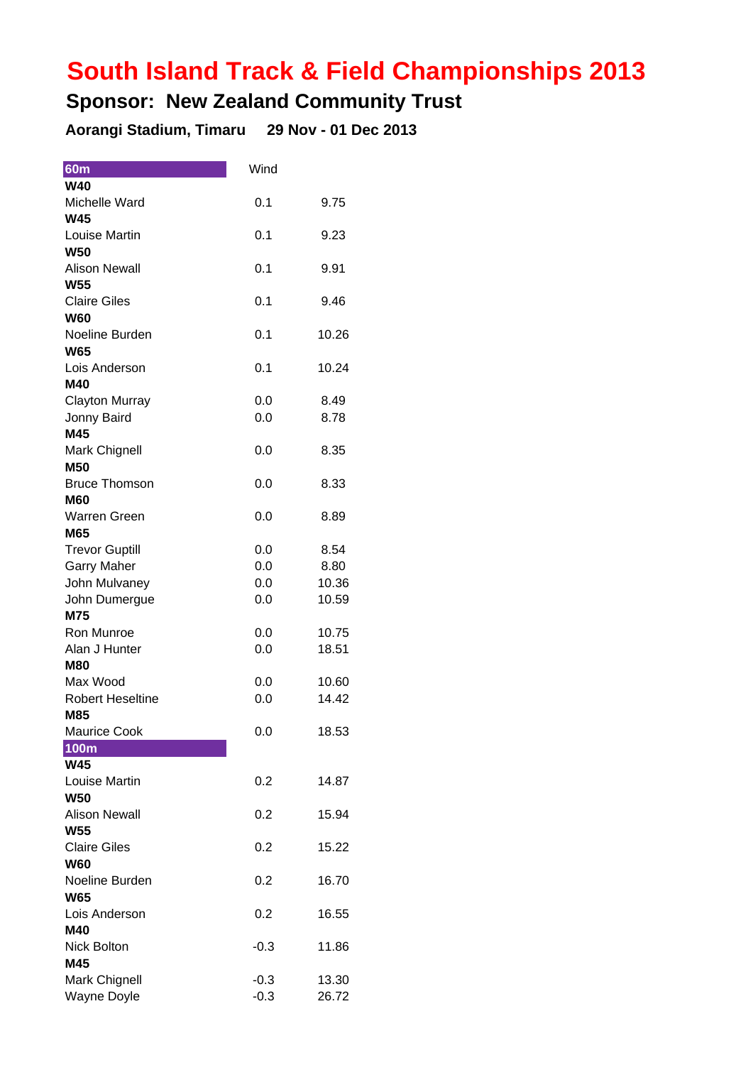# South Island Track & Field Championships 2013

## Sponsor: New Zealand Community Trust

**Aorangi Stadium, Timaru 29 Nov - 01 Dec 2013**

| 60m | Wind | |
|---|---|---|
| **W40** | | |
| Michelle Ward | 0.1 | 9.75 |
| **W45** | | |
| Louise Martin | 0.1 | 9.23 |
| **W50** | | |
| Alison Newall | 0.1 | 9.91 |
| **W55** | | |
| Claire Giles | 0.1 | 9.46 |
| **W60** | | |
| Noeline Burden | 0.1 | 10.26 |
| **W65** | | |
| Lois Anderson | 0.1 | 10.24 |
| **M40** | | |
| Clayton Murray | 0.0 | 8.49 |
| Jonny Baird | 0.0 | 8.78 |
| **M45** | | |
| Mark Chignell | 0.0 | 8.35 |
| **M50** | | |
| Bruce Thomson | 0.0 | 8.33 |
| **M60** | | |
| Warren Green | 0.0 | 8.89 |
| **M65** | | |
| Trevor Guptill | 0.0 | 8.54 |
| Garry Maher | 0.0 | 8.80 |
| John Mulvaney | 0.0 | 10.36 |
| John Dumergue | 0.0 | 10.59 |
| **M75** | | |
| Ron Munroe | 0.0 | 10.75 |
| Alan J Hunter | 0.0 | 18.51 |
| **M80** | | |
| Max Wood | 0.0 | 10.60 |
| Robert Heseltine | 0.0 | 14.42 |
| **M85** | | |
| Maurice Cook | 0.0 | 18.53 |

| 100m | | |
|---|---|---|
| **W45** | | |
| Louise Martin | 0.2 | 14.87 |
| **W50** | | |
| Alison Newall | 0.2 | 15.94 |
| **W55** | | |
| Claire Giles | 0.2 | 15.22 |
| **W60** | | |
| Noeline Burden | 0.2 | 16.70 |
| **W65** | | |
| Lois Anderson | 0.2 | 16.55 |
| **M40** | | |
| Nick Bolton | -0.3 | 11.86 |
| **M45** | | |
| Mark Chignell | -0.3 | 13.30 |
| Wayne Doyle | -0.3 | 26.72 |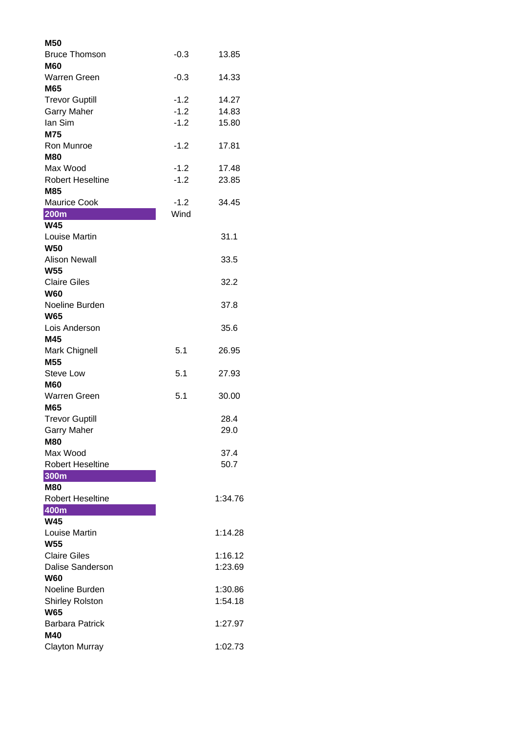| | | |
|---|---|---|
| **M50** | | |
| Bruce Thomson | -0.3 | 13.85 |
| **M60** | | |
| Warren Green | -0.3 | 14.33 |
| **M65** | | |
| Trevor Guptill | -1.2 | 14.27 |
| Garry Maher | -1.2 | 14.83 |
| Ian Sim | -1.2 | 15.80 |
| **M75** | | |
| Ron Munroe | -1.2 | 17.81 |
| **M80** | | |
| Max Wood | -1.2 | 17.48 |
| Robert Heseltine | -1.2 | 23.85 |
| **M85** | | |
| Maurice Cook | -1.2 | 34.45 |
| **200m** | Wind | |
| **W45** | | |
| Louise Martin | | 31.1 |
| **W50** | | |
| Alison Newall | | 33.5 |
| **W55** | | |
| Claire Giles | | 32.2 |
| **W60** | | |
| Noeline Burden | | 37.8 |
| **W65** | | |
| Lois Anderson | | 35.6 |
| **M45** | | |
| Mark Chignell | 5.1 | 26.95 |
| **M55** | | |
| Steve Low | 5.1 | 27.93 |
| **M60** | | |
| Warren Green | 5.1 | 30.00 |
| **M65** | | |
| Trevor Guptill | | 28.4 |
| Garry Maher | | 29.0 |
| **M80** | | |
| Max Wood | | 37.4 |
| Robert Heseltine | | 50.7 |
| **300m** | | |
| **M80** | | |
| Robert Heseltine | | 1:34.76 |
| **400m** | | |
| **W45** | | |
| Louise Martin | | 1:14.28 |
| **W55** | | |
| Claire Giles | | 1:16.12 |
| Dalise Sanderson | | 1:23.69 |
| **W60** | | |
| Noeline Burden | | 1:30.86 |
| Shirley Rolston | | 1:54.18 |
| **W65** | | |
| Barbara Patrick | | 1:27.97 |
| **M40** | | |
| Clayton Murray | | 1:02.73 |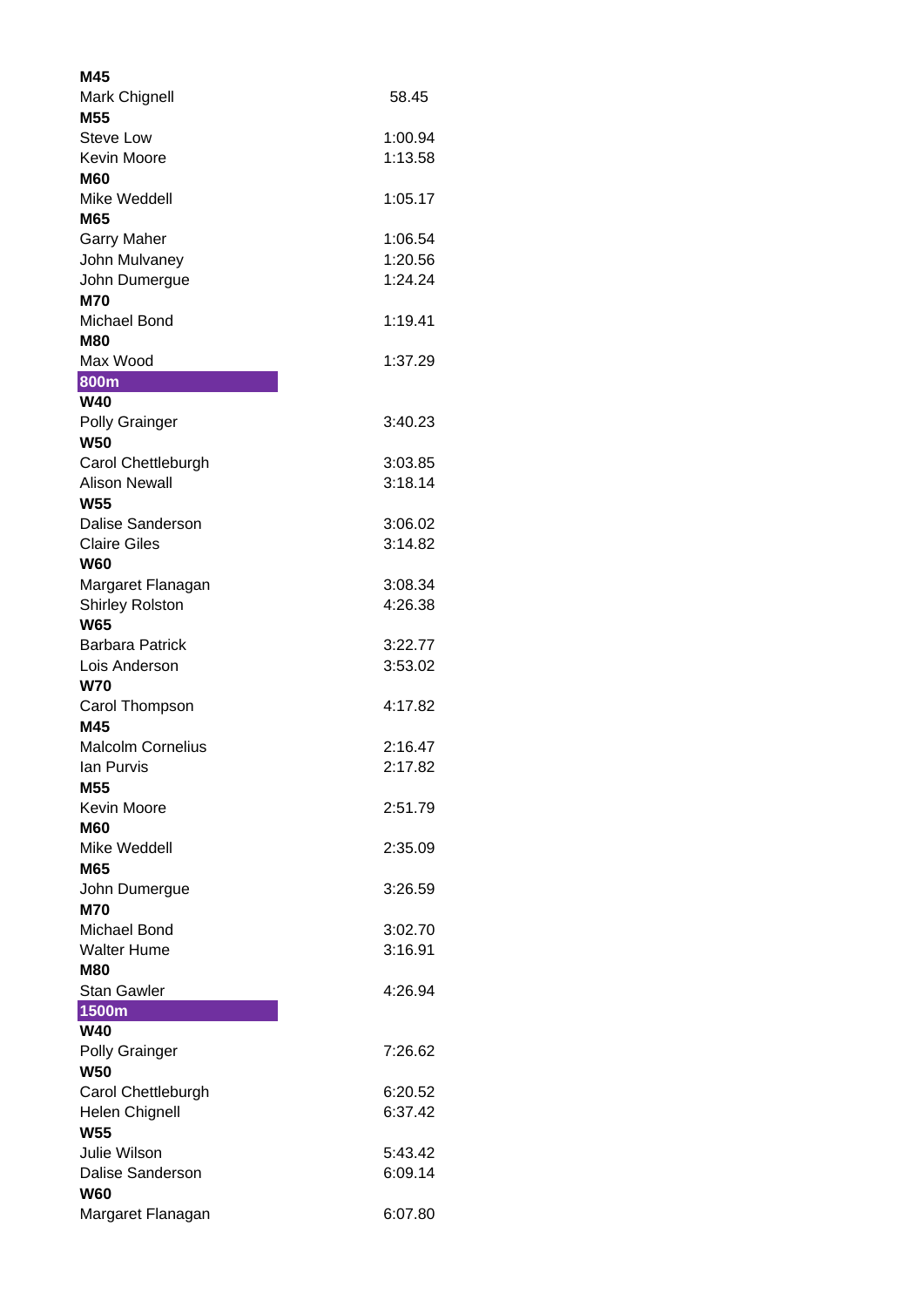**M45**

| | |
|---|---|
| Mark Chignell | 58.45 |

**M55**

| | |
|---|---|
| Steve Low | 1:00.94 |
| Kevin Moore | 1:13.58 |

**M60**

| | |
|---|---|
| Mike Weddell | 1:05.17 |

**M65**

| | |
|---|---|
| Garry Maher | 1:06.54 |
| John Mulvaney | 1:20.56 |
| John Dumergue | 1:24.24 |

**M70**

| | |
|---|---|
| Michael Bond | 1:19.41 |

**M80**

| | |
|---|---|
| Max Wood | 1:37.29 |

## 800m

**W40**

| | |
|---|---|
| Polly Grainger | 3:40.23 |

**W50**

| | |
|---|---|
| Carol Chettleburgh | 3:03.85 |
| Alison Newall | 3:18.14 |

**W55**

| | |
|---|---|
| Dalise Sanderson | 3:06.02 |
| Claire Giles | 3:14.82 |

**W60**

| | |
|---|---|
| Margaret Flanagan | 3:08.34 |
| Shirley Rolston | 4:26.38 |

**W65**

| | |
|---|---|
| Barbara Patrick | 3:22.77 |
| Lois Anderson | 3:53.02 |

**W70**

| | |
|---|---|
| Carol Thompson | 4:17.82 |

**M45**

| | |
|---|---|
| Malcolm Cornelius | 2:16.47 |
| Ian Purvis | 2:17.82 |

**M55**

| | |
|---|---|
| Kevin Moore | 2:51.79 |

**M60**

| | |
|---|---|
| Mike Weddell | 2:35.09 |

**M65**

| | |
|---|---|
| John Dumergue | 3:26.59 |

**M70**

| | |
|---|---|
| Michael Bond | 3:02.70 |
| Walter Hume | 3:16.91 |

**M80**

| | |
|---|---|
| Stan Gawler | 4:26.94 |

## 1500m

**W40**

| | |
|---|---|
| Polly Grainger | 7:26.62 |

**W50**

| | |
|---|---|
| Carol Chettleburgh | 6:20.52 |
| Helen Chignell | 6:37.42 |

**W55**

| | |
|---|---|
| Julie Wilson | 5:43.42 |
| Dalise Sanderson | 6:09.14 |

**W60**

| | |
|---|---|
| Margaret Flanagan | 6:07.80 |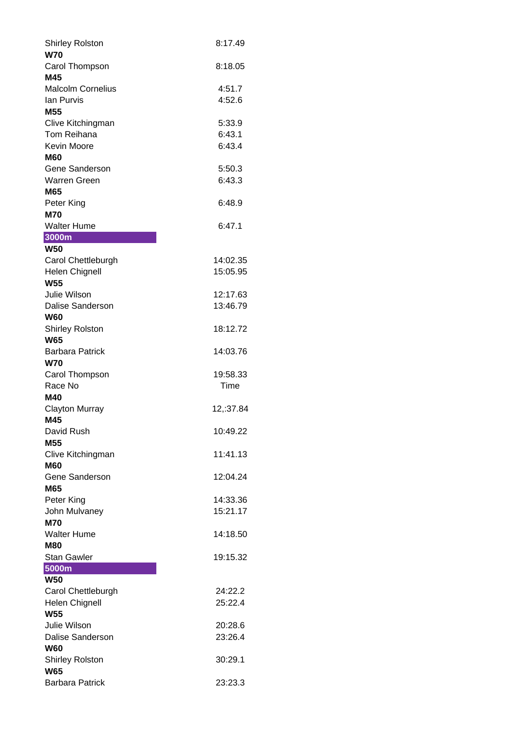| | |
|---|---|
| Shirley Rolston | 8:17.49 |
| **W70** | |
| Carol Thompson | 8:18.05 |
| **M45** | |
| Malcolm Cornelius | 4:51.7 |
| Ian Purvis | 4:52.6 |
| **M55** | |
| Clive Kitchingman | 5:33.9 |
| Tom Reihana | 6:43.1 |
| Kevin Moore | 6:43.4 |
| **M60** | |
| Gene Sanderson | 5:50.3 |
| Warren Green | 6:43.3 |
| **M65** | |
| Peter King | 6:48.9 |
| **M70** | |
| Walter Hume | 6:47.1 |

## 3000m

| | |
|---|---|
| **W50** | |
| Carol Chettleburgh | 14:02.35 |
| Helen Chignell | 15:05.95 |
| **W55** | |
| Julie Wilson | 12:17.63 |
| Dalise Sanderson | 13:46.79 |
| **W60** | |
| Shirley Rolston | 18:12.72 |
| **W65** | |
| Barbara Patrick | 14:03.76 |
| **W70** | |
| Carol Thompson | 19:58.33 |
| Race No | Time |
| **M40** | |
| Clayton Murray | 12,:37.84 |
| **M45** | |
| David Rush | 10:49.22 |
| **M55** | |
| Clive Kitchingman | 11:41.13 |
| **M60** | |
| Gene Sanderson | 12:04.24 |
| **M65** | |
| Peter King | 14:33.36 |
| John Mulvaney | 15:21.17 |
| **M70** | |
| Walter Hume | 14:18.50 |
| **M80** | |
| Stan Gawler | 19:15.32 |

## 5000m

| | |
|---|---|
| **W50** | |
| Carol Chettleburgh | 24:22.2 |
| Helen Chignell | 25:22.4 |
| **W55** | |
| Julie Wilson | 20:28.6 |
| Dalise Sanderson | 23:26.4 |
| **W60** | |
| Shirley Rolston | 30:29.1 |
| **W65** | |
| Barbara Patrick | 23:23.3 |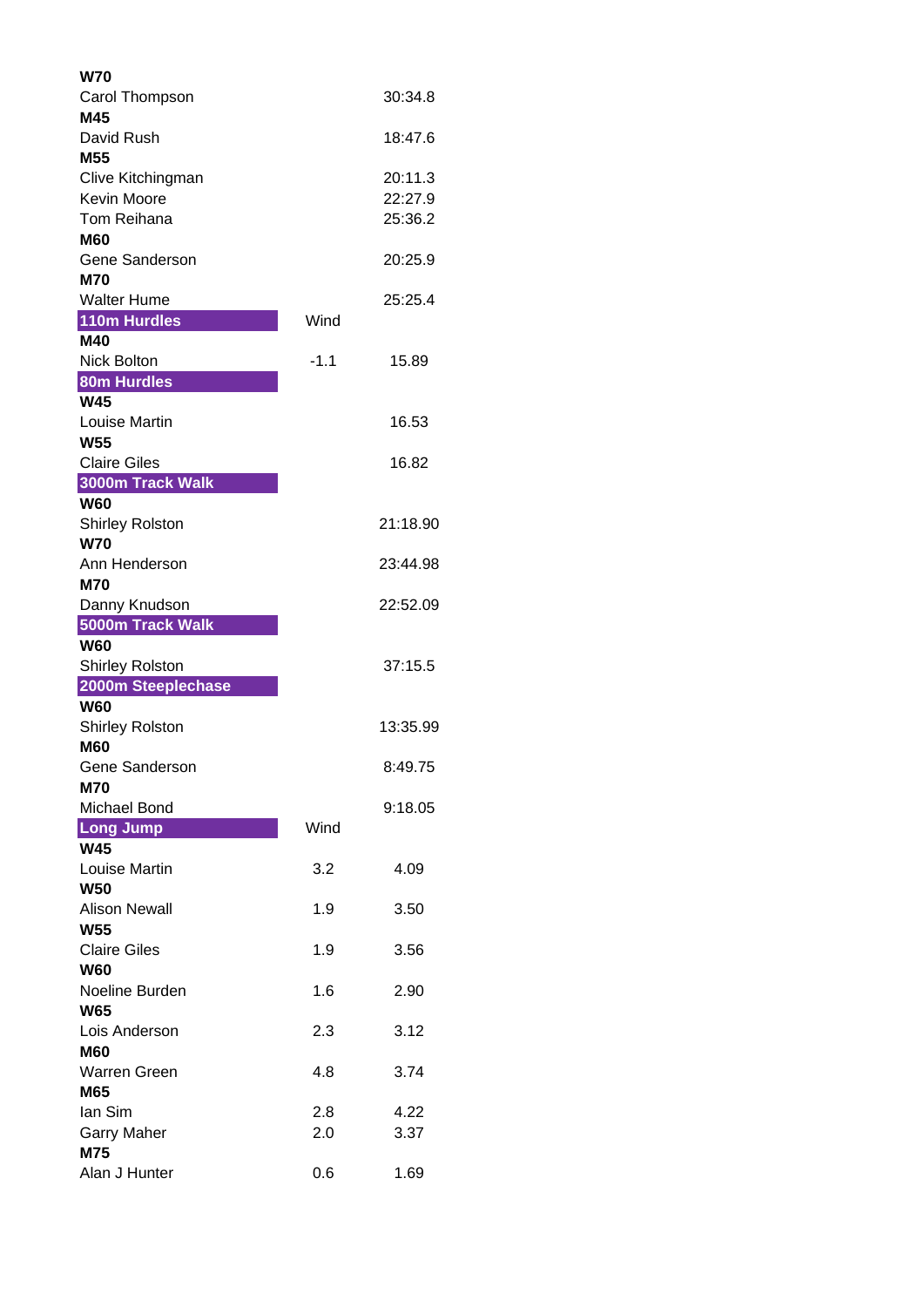**W70**

| | | |
|---|---|---|
| Carol Thompson | | 30:34.8 |

**M45**

| | | |
|---|---|---|
| David Rush | | 18:47.6 |

**M55**

| | | |
|---|---|---|
| Clive Kitchingman | | 20:11.3 |
| Kevin Moore | | 22:27.9 |
| Tom Reihana | | 25:36.2 |

**M60**

| | | |
|---|---|---|
| Gene Sanderson | | 20:25.9 |

**M70**

| | | |
|---|---|---|
| Walter Hume | | 25:25.4 |

## 110m Hurdles

| | Wind | |
|---|---|---|
| **M40** | | |
| Nick Bolton | -1.1 | 15.89 |

## 80m Hurdles

| | | |
|---|---|---|
| **W45** | | |
| Louise Martin | | 16.53 |
| **W55** | | |
| Claire Giles | | 16.82 |

## 3000m Track Walk

| | | |
|---|---|---|
| **W60** | | |
| Shirley Rolston | | 21:18.90 |
| **W70** | | |
| Ann Henderson | | 23:44.98 |
| **M70** | | |
| Danny Knudson | | 22:52.09 |

## 5000m Track Walk

| | | |
|---|---|---|
| **W60** | | |
| Shirley Rolston | | 37:15.5 |

## 2000m Steeplechase

| | | |
|---|---|---|
| **W60** | | |
| Shirley Rolston | | 13:35.99 |
| **M60** | | |
| Gene Sanderson | | 8:49.75 |
| **M70** | | |
| Michael Bond | | 9:18.05 |

## Long Jump

| | Wind | |
|---|---|---|
| **W45** | | |
| Louise Martin | 3.2 | 4.09 |
| **W50** | | |
| Alison Newall | 1.9 | 3.50 |
| **W55** | | |
| Claire Giles | 1.9 | 3.56 |
| **W60** | | |
| Noeline Burden | 1.6 | 2.90 |
| **W65** | | |
| Lois Anderson | 2.3 | 3.12 |
| **M60** | | |
| Warren Green | 4.8 | 3.74 |
| **M65** | | |
| Ian Sim | 2.8 | 4.22 |
| Garry Maher | 2.0 | 3.37 |
| **M75** | | |
| Alan J Hunter | 0.6 | 1.69 |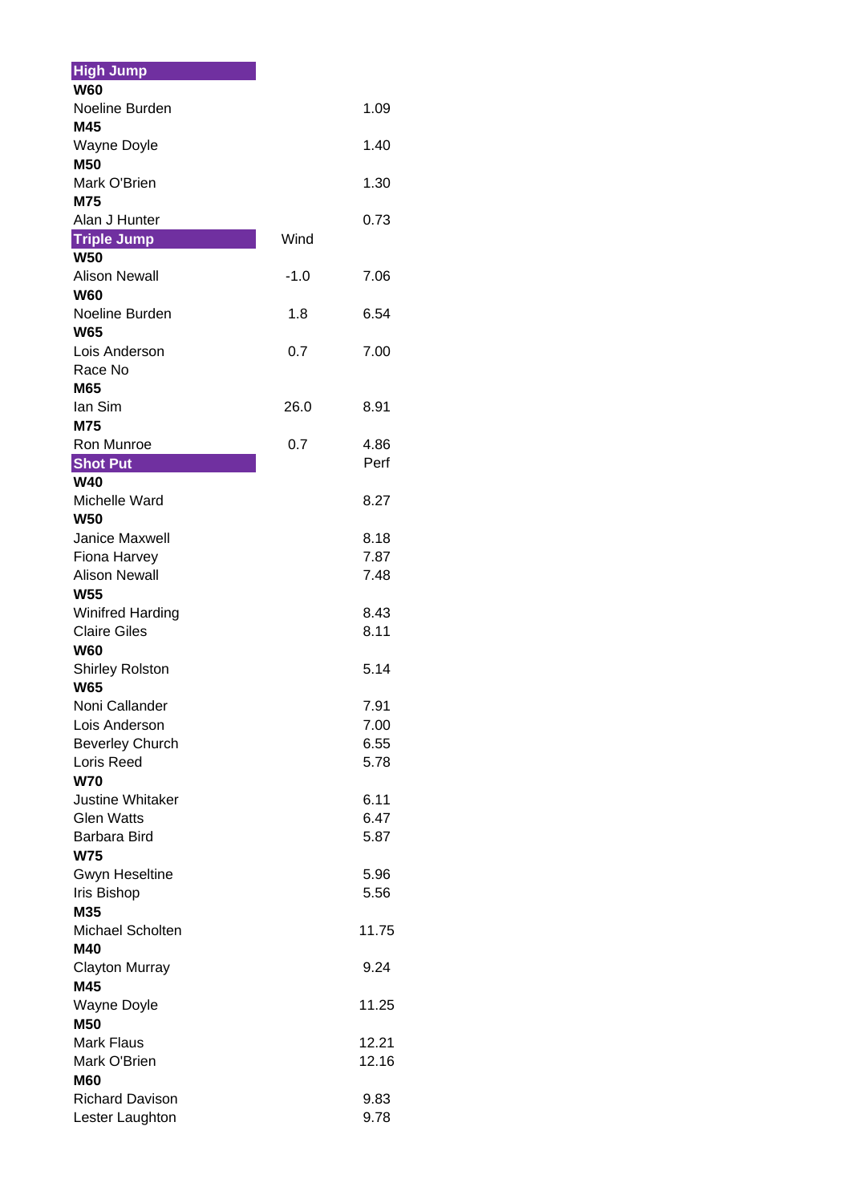| High Jump | | |
|---|---|---|
| **W60** | | |
| Noeline Burden | | 1.09 |
| **M45** | | |
| Wayne Doyle | | 1.40 |
| **M50** | | |
| Mark O'Brien | | 1.30 |
| **M75** | | |
| Alan J Hunter | | 0.73 |
| **Triple Jump** | Wind | |
| **W50** | | |
| Alison Newall | -1.0 | 7.06 |
| **W60** | | |
| Noeline Burden | 1.8 | 6.54 |
| **W65** | | |
| Lois Anderson | 0.7 | 7.00 |
| Race No | | |
| **M65** | | |
| Ian Sim | 26.0 | 8.91 |
| **M75** | | |
| Ron Munroe | 0.7 | 4.86 |
| **Shot Put** | | Perf |
| **W40** | | |
| Michelle Ward | | 8.27 |
| **W50** | | |
| Janice Maxwell | | 8.18 |
| Fiona Harvey | | 7.87 |
| Alison Newall | | 7.48 |
| **W55** | | |
| Winifred Harding | | 8.43 |
| Claire Giles | | 8.11 |
| **W60** | | |
| Shirley Rolston | | 5.14 |
| **W65** | | |
| Noni Callander | | 7.91 |
| Lois Anderson | | 7.00 |
| Beverley Church | | 6.55 |
| Loris Reed | | 5.78 |
| **W70** | | |
| Justine Whitaker | | 6.11 |
| Glen Watts | | 6.47 |
| Barbara Bird | | 5.87 |
| **W75** | | |
| Gwyn Heseltine | | 5.96 |
| Iris Bishop | | 5.56 |
| **M35** | | |
| Michael Scholten | | 11.75 |
| **M40** | | |
| Clayton Murray | | 9.24 |
| **M45** | | |
| Wayne Doyle | | 11.25 |
| **M50** | | |
| Mark Flaus | | 12.21 |
| Mark O'Brien | | 12.16 |
| **M60** | | |
| Richard Davison | | 9.83 |
| Lester Laughton | | 9.78 |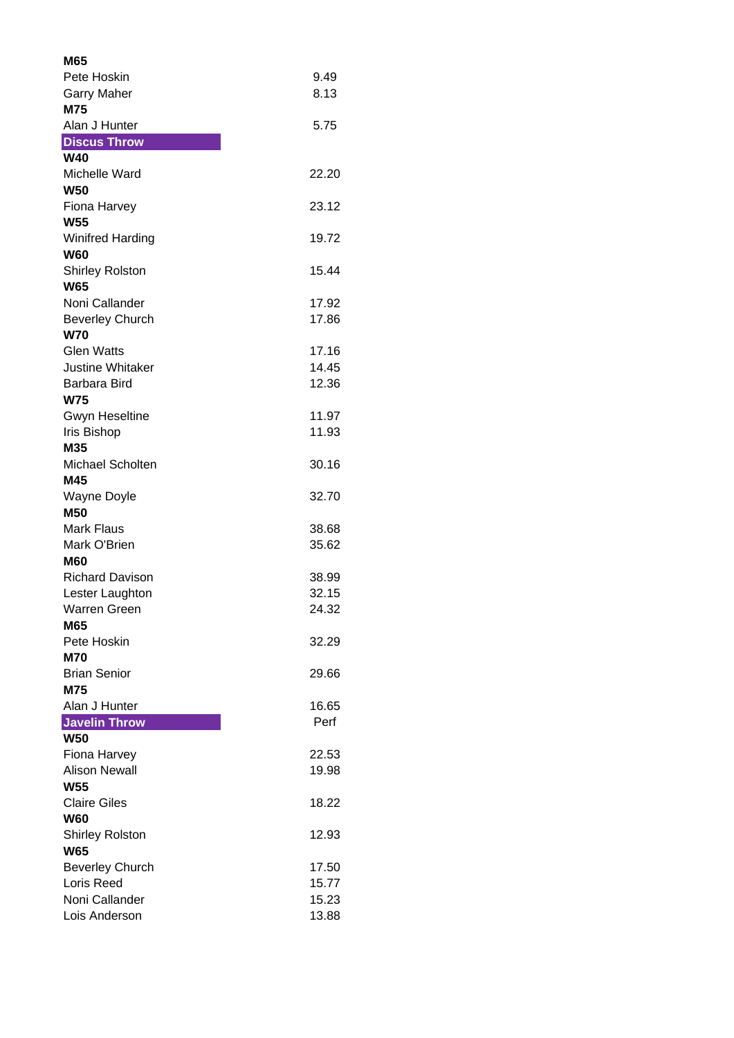**M65**

| | |
|---|---|
| Pete Hoskin | 9.49 |
| Garry Maher | 8.13 |

**M75**

| | |
|---|---|
| Alan J Hunter | 5.75 |

## Discus Throw

**W40**

| | |
|---|---|
| Michelle Ward | 22.20 |

**W50**

| | |
|---|---|
| Fiona Harvey | 23.12 |

**W55**

| | |
|---|---|
| Winifred Harding | 19.72 |

**W60**

| | |
|---|---|
| Shirley Rolston | 15.44 |

**W65**

| | |
|---|---|
| Noni Callander | 17.92 |
| Beverley Church | 17.86 |

**W70**

| | |
|---|---|
| Glen Watts | 17.16 |
| Justine Whitaker | 14.45 |
| Barbara Bird | 12.36 |

**W75**

| | |
|---|---|
| Gwyn Heseltine | 11.97 |
| Iris Bishop | 11.93 |

**M35**

| | |
|---|---|
| Michael Scholten | 30.16 |

**M45**

| | |
|---|---|
| Wayne Doyle | 32.70 |

**M50**

| | |
|---|---|
| Mark Flaus | 38.68 |
| Mark O'Brien | 35.62 |

**M60**

| | |
|---|---|
| Richard Davison | 38.99 |
| Lester Laughton | 32.15 |
| Warren Green | 24.32 |

**M65**

| | |
|---|---|
| Pete Hoskin | 32.29 |

**M70**

| | |
|---|---|
| Brian Senior | 29.66 |

**M75**

| | |
|---|---|
| Alan J Hunter | 16.65 |

## Javelin Throw

Perf

**W50**

| | |
|---|---|
| Fiona Harvey | 22.53 |
| Alison Newall | 19.98 |

**W55**

| | |
|---|---|
| Claire Giles | 18.22 |

**W60**

| | |
|---|---|
| Shirley Rolston | 12.93 |

**W65**

| | |
|---|---|
| Beverley Church | 17.50 |
| Loris Reed | 15.77 |
| Noni Callander | 15.23 |
| Lois Anderson | 13.88 |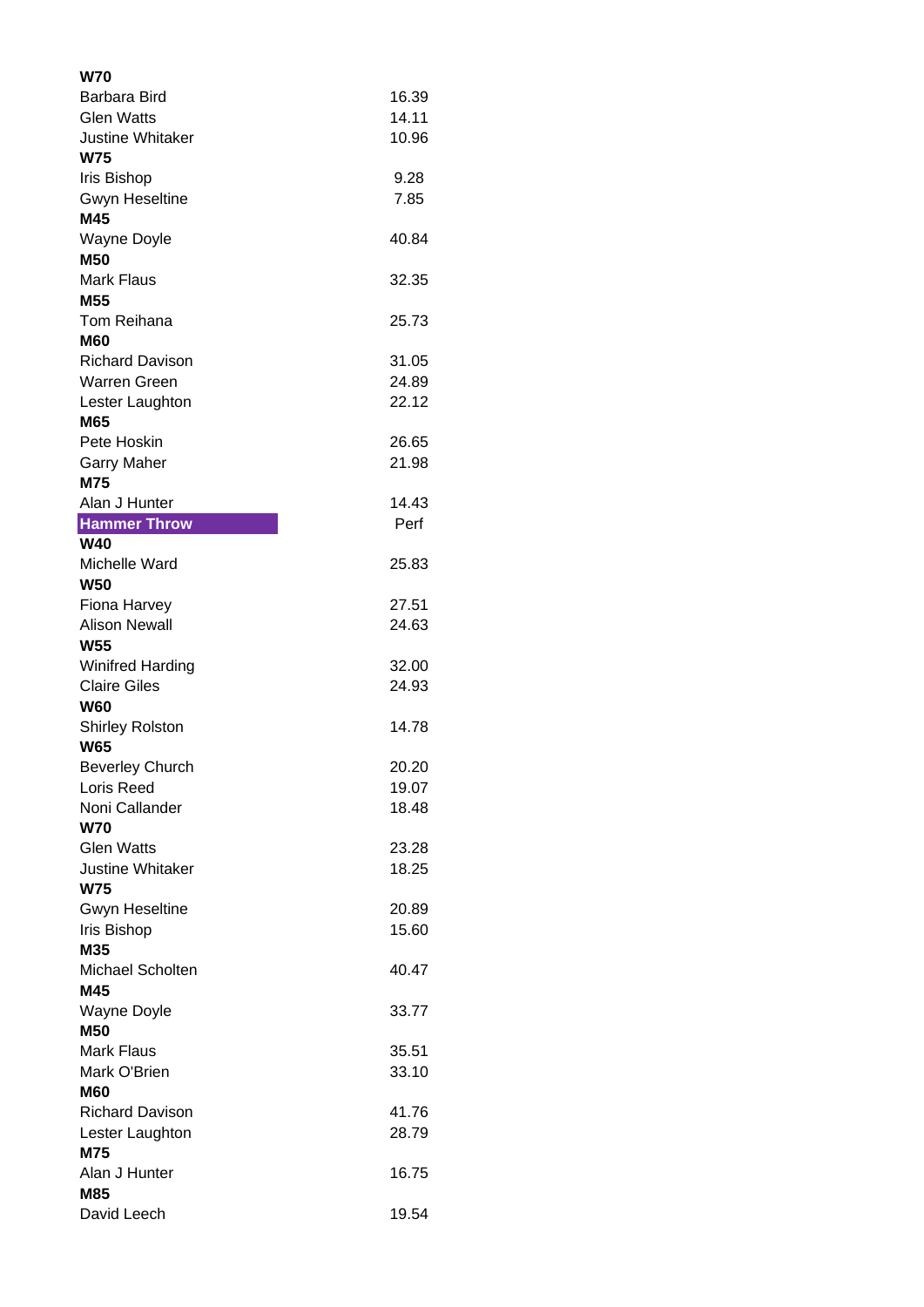| | |
|---|---|
| **W70** | |
| Barbara Bird | 16.39 |
| Glen Watts | 14.11 |
| Justine Whitaker | 10.96 |
| **W75** | |
| Iris Bishop | 9.28 |
| Gwyn Heseltine | 7.85 |
| **M45** | |
| Wayne Doyle | 40.84 |
| **M50** | |
| Mark Flaus | 32.35 |
| **M55** | |
| Tom Reihana | 25.73 |
| **M60** | |
| Richard Davison | 31.05 |
| Warren Green | 24.89 |
| Lester Laughton | 22.12 |
| **M65** | |
| Pete Hoskin | 26.65 |
| Garry Maher | 21.98 |
| **M75** | |
| Alan J Hunter | 14.43 |

| **Hammer Throw** | Perf |
|---|---|
| **W40** | |
| Michelle Ward | 25.83 |
| **W50** | |
| Fiona Harvey | 27.51 |
| Alison Newall | 24.63 |
| **W55** | |
| Winifred Harding | 32.00 |
| Claire Giles | 24.93 |
| **W60** | |
| Shirley Rolston | 14.78 |
| **W65** | |
| Beverley Church | 20.20 |
| Loris Reed | 19.07 |
| Noni Callander | 18.48 |
| **W70** | |
| Glen Watts | 23.28 |
| Justine Whitaker | 18.25 |
| **W75** | |
| Gwyn Heseltine | 20.89 |
| Iris Bishop | 15.60 |
| **M35** | |
| Michael Scholten | 40.47 |
| **M45** | |
| Wayne Doyle | 33.77 |
| **M50** | |
| Mark Flaus | 35.51 |
| Mark O'Brien | 33.10 |
| **M60** | |
| Richard Davison | 41.76 |
| Lester Laughton | 28.79 |
| **M75** | |
| Alan J Hunter | 16.75 |
| **M85** | |
| David Leech | 19.54 |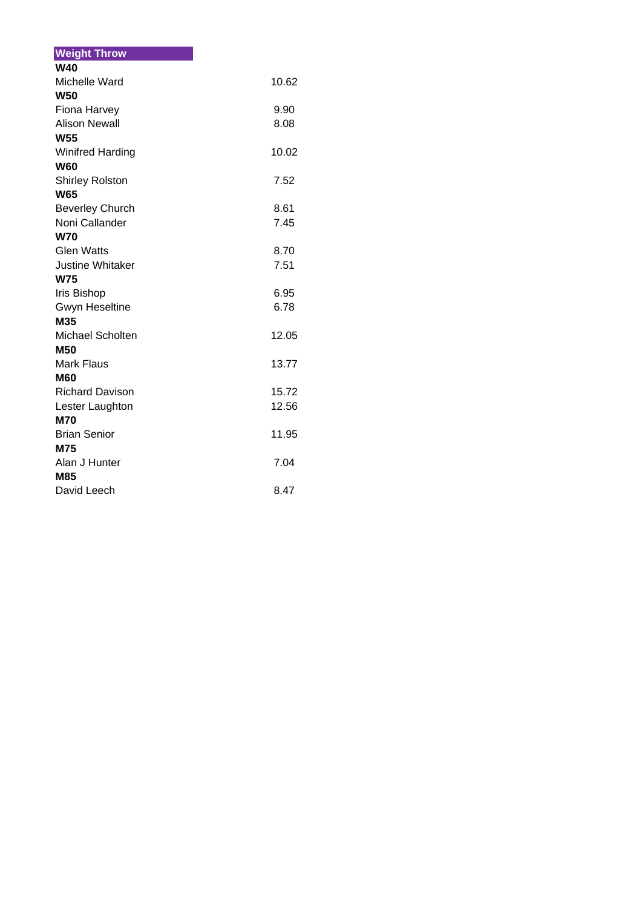## Weight Throw

| | |
|---|---|
| **W40** | |
| Michelle Ward | 10.62 |
| **W50** | |
| Fiona Harvey | 9.90 |
| Alison Newall | 8.08 |
| **W55** | |
| Winifred Harding | 10.02 |
| **W60** | |
| Shirley Rolston | 7.52 |
| **W65** | |
| Beverley Church | 8.61 |
| Noni Callander | 7.45 |
| **W70** | |
| Glen Watts | 8.70 |
| Justine Whitaker | 7.51 |
| **W75** | |
| Iris Bishop | 6.95 |
| Gwyn Heseltine | 6.78 |
| **M35** | |
| Michael Scholten | 12.05 |
| **M50** | |
| Mark Flaus | 13.77 |
| **M60** | |
| Richard Davison | 15.72 |
| Lester Laughton | 12.56 |
| **M70** | |
| Brian Senior | 11.95 |
| **M75** | |
| Alan J Hunter | 7.04 |
| **M85** | |
| David Leech | 8.47 |